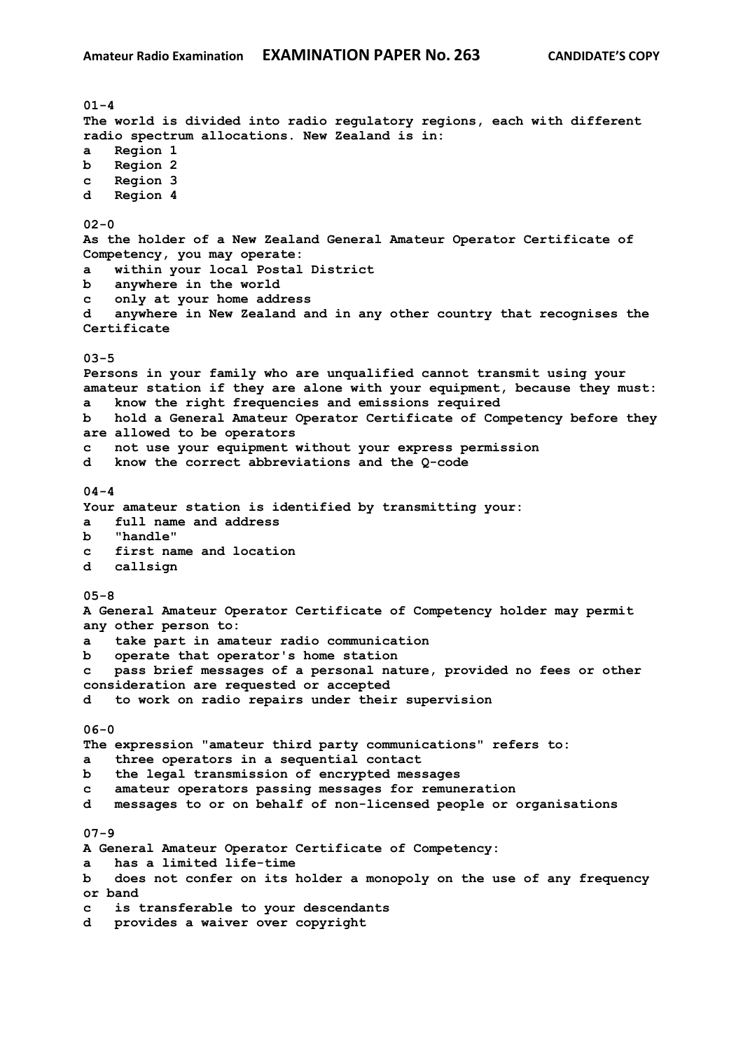**Amateur Radio Examination** **EXAMINATION PAPER No. 263** **CANDIDATE'S COPY**

**01-4**
**The world is divided into radio regulatory regions, each with different radio spectrum allocations. New Zealand is in:**
**a Region 1**
**b Region 2**
**c Region 3**
**d Region 4**

**02-0**
**As the holder of a New Zealand General Amateur Operator Certificate of Competency, you may operate:**
**a within your local Postal District**
**b anywhere in the world**
**c only at your home address**
**d anywhere in New Zealand and in any other country that recognises the Certificate**

**03-5**
**Persons in your family who are unqualified cannot transmit using your amateur station if they are alone with your equipment, because they must:**
**a know the right frequencies and emissions required**
**b hold a General Amateur Operator Certificate of Competency before they are allowed to be operators**
**c not use your equipment without your express permission**
**d know the correct abbreviations and the Q-code**

**04-4**
**Your amateur station is identified by transmitting your:**
**a full name and address**
**b "handle"**
**c first name and location**
**d callsign**

**05-8**
**A General Amateur Operator Certificate of Competency holder may permit any other person to:**
**a take part in amateur radio communication**
**b operate that operator's home station**
**c pass brief messages of a personal nature, provided no fees or other consideration are requested or accepted**
**d to work on radio repairs under their supervision**

**06-0**
**The expression "amateur third party communications" refers to:**
**a three operators in a sequential contact**
**b the legal transmission of encrypted messages**
**c amateur operators passing messages for remuneration**
**d messages to or on behalf of non-licensed people or organisations**

**07-9**
**A General Amateur Operator Certificate of Competency:**
**a has a limited life-time**
**b does not confer on its holder a monopoly on the use of any frequency or band**
**c is transferable to your descendants**
**d provides a waiver over copyright**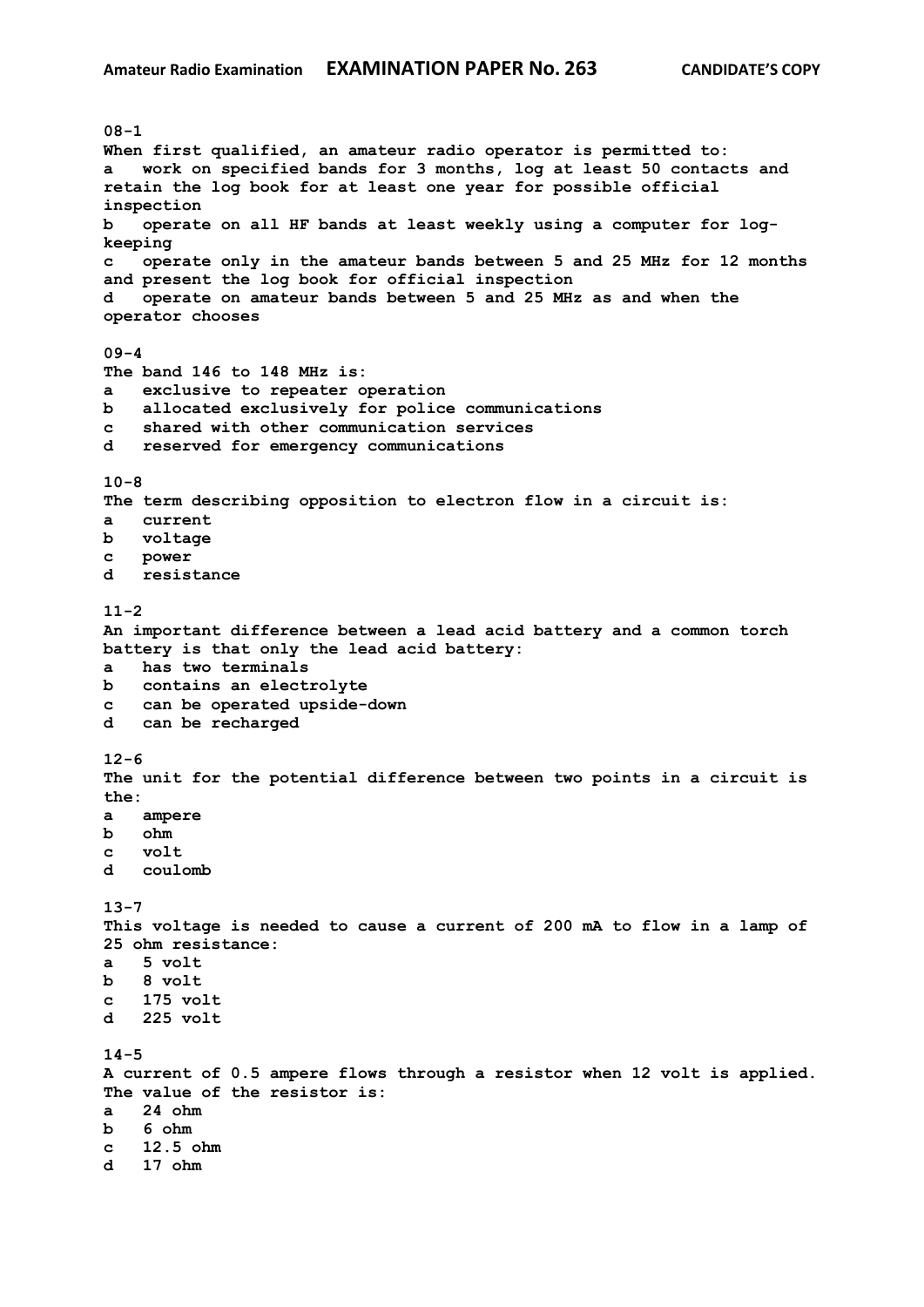**08-1**
**When first qualified, an amateur radio operator is permitted to:**
a work on specified bands for 3 months, log at least 50 contacts and retain the log book for at least one year for possible official inspection
b operate on all HF bands at least weekly using a computer for log-keeping
c operate only in the amateur bands between 5 and 25 MHz for 12 months and present the log book for official inspection
d operate on amateur bands between 5 and 25 MHz as and when the operator chooses

**09-4**
**The band 146 to 148 MHz is:**
a exclusive to repeater operation
b allocated exclusively for police communications
c shared with other communication services
d reserved for emergency communications

**10-8**
**The term describing opposition to electron flow in a circuit is:**
a current
b voltage
c power
d resistance

**11-2**
**An important difference between a lead acid battery and a common torch battery is that only the lead acid battery:**
a has two terminals
b contains an electrolyte
c can be operated upside-down
d can be recharged

**12-6**
**The unit for the potential difference between two points in a circuit is the:**
a ampere
b ohm
c volt
d coulomb

**13-7**
**This voltage is needed to cause a current of 200 mA to flow in a lamp of 25 ohm resistance:**
a 5 volt
b 8 volt
c 175 volt
d 225 volt

**14-5**
**A current of 0.5 ampere flows through a resistor when 12 volt is applied. The value of the resistor is:**
a 24 ohm
b 6 ohm
c 12.5 ohm
d 17 ohm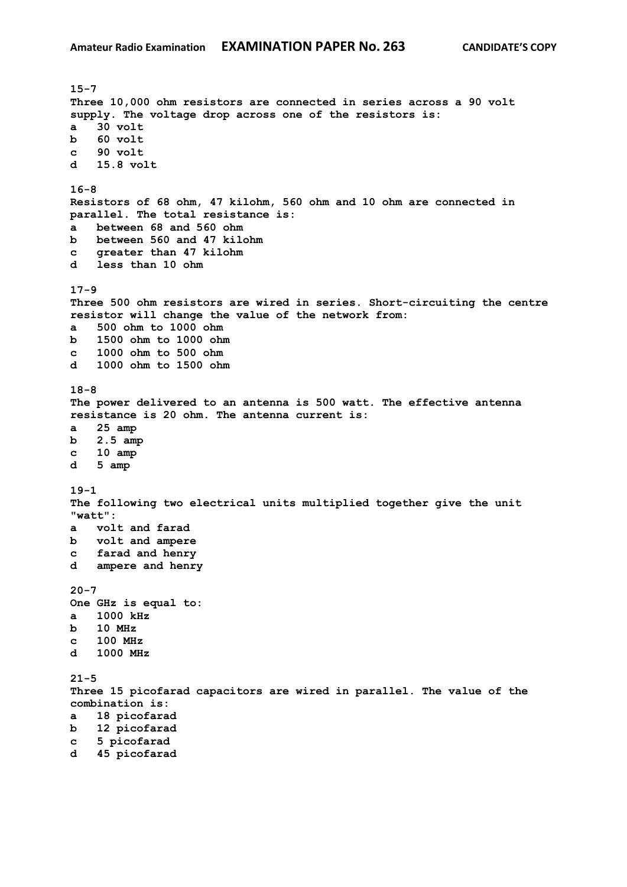**15-7**
**Three 10,000 ohm resistors are connected in series across a 90 volt supply. The voltage drop across one of the resistors is:**
**a 30 volt**
**b 60 volt**
**c 90 volt**
**d 15.8 volt**

**16-8**
**Resistors of 68 ohm, 47 kilohm, 560 ohm and 10 ohm are connected in parallel. The total resistance is:**
**a between 68 and 560 ohm**
**b between 560 and 47 kilohm**
**c greater than 47 kilohm**
**d less than 10 ohm**

**17-9**
**Three 500 ohm resistors are wired in series. Short-circuiting the centre resistor will change the value of the network from:**
**a 500 ohm to 1000 ohm**
**b 1500 ohm to 1000 ohm**
**c 1000 ohm to 500 ohm**
**d 1000 ohm to 1500 ohm**

**18-8**
**The power delivered to an antenna is 500 watt. The effective antenna resistance is 20 ohm. The antenna current is:**
**a 25 amp**
**b 2.5 amp**
**c 10 amp**
**d 5 amp**

**19-1**
**The following two electrical units multiplied together give the unit "watt":**
**a volt and farad**
**b volt and ampere**
**c farad and henry**
**d ampere and henry**

**20-7**
**One GHz is equal to:**
**a 1000 kHz**
**b 10 MHz**
**c 100 MHz**
**d 1000 MHz**

**21-5**
**Three 15 picofarad capacitors are wired in parallel. The value of the combination is:**
**a 18 picofarad**
**b 12 picofarad**
**c 5 picofarad**
**d 45 picofarad**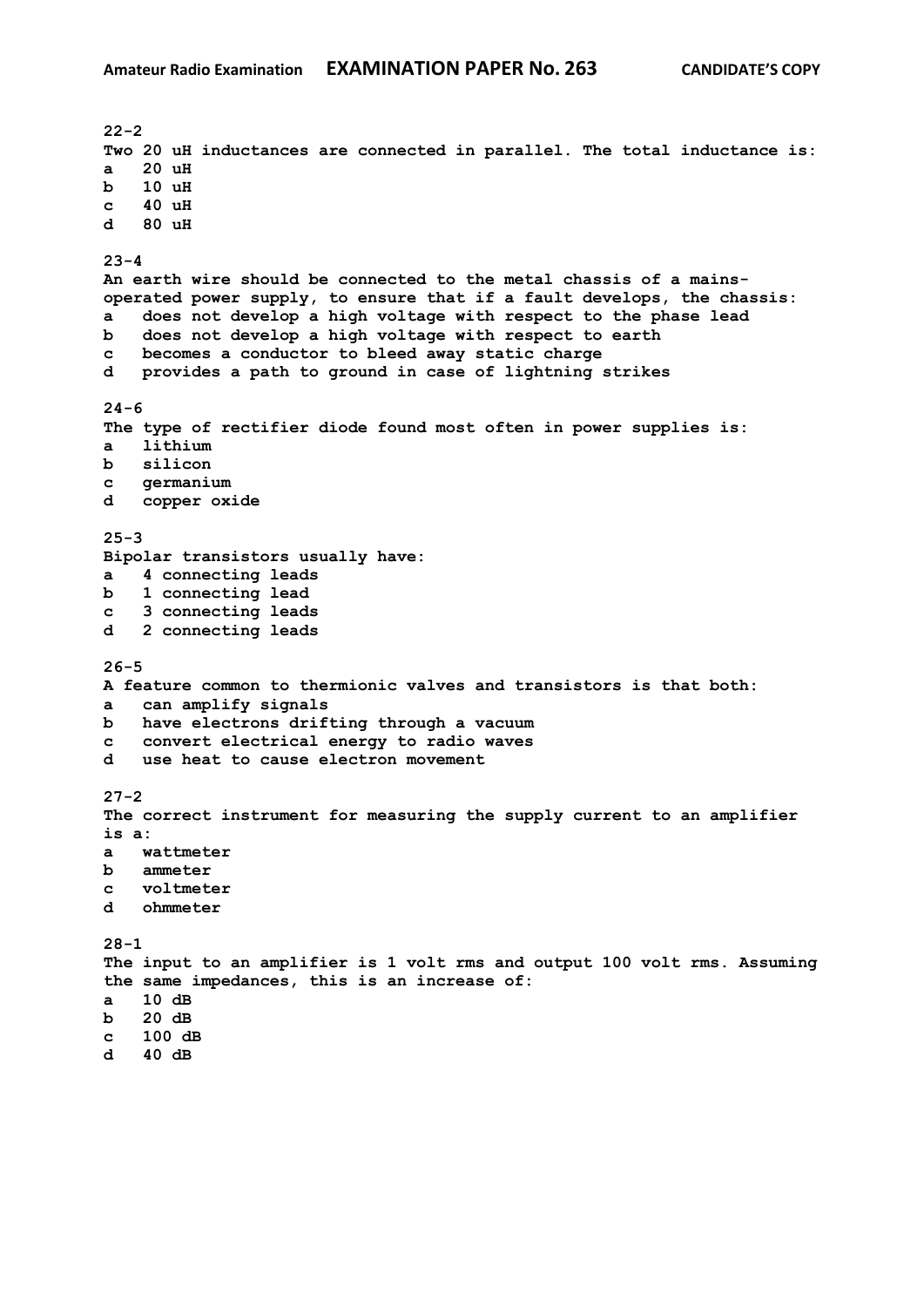**22-2**
Two 20 uH inductances are connected in parallel. The total inductance is:
a 20 uH
b 10 uH
c 40 uH
d 80 uH

**23-4**
An earth wire should be connected to the metal chassis of a mains-operated power supply, to ensure that if a fault develops, the chassis:
a does not develop a high voltage with respect to the phase lead
b does not develop a high voltage with respect to earth
c becomes a conductor to bleed away static charge
d provides a path to ground in case of lightning strikes

**24-6**
The type of rectifier diode found most often in power supplies is:
a lithium
b silicon
c germanium
d copper oxide

**25-3**
Bipolar transistors usually have:
a 4 connecting leads
b 1 connecting lead
c 3 connecting leads
d 2 connecting leads

**26-5**
A feature common to thermionic valves and transistors is that both:
a can amplify signals
b have electrons drifting through a vacuum
c convert electrical energy to radio waves
d use heat to cause electron movement

**27-2**
The correct instrument for measuring the supply current to an amplifier is a:
a wattmeter
b ammeter
c voltmeter
d ohmmeter

**28-1**
The input to an amplifier is 1 volt rms and output 100 volt rms. Assuming the same impedances, this is an increase of:
a 10 dB
b 20 dB
c 100 dB
d 40 dB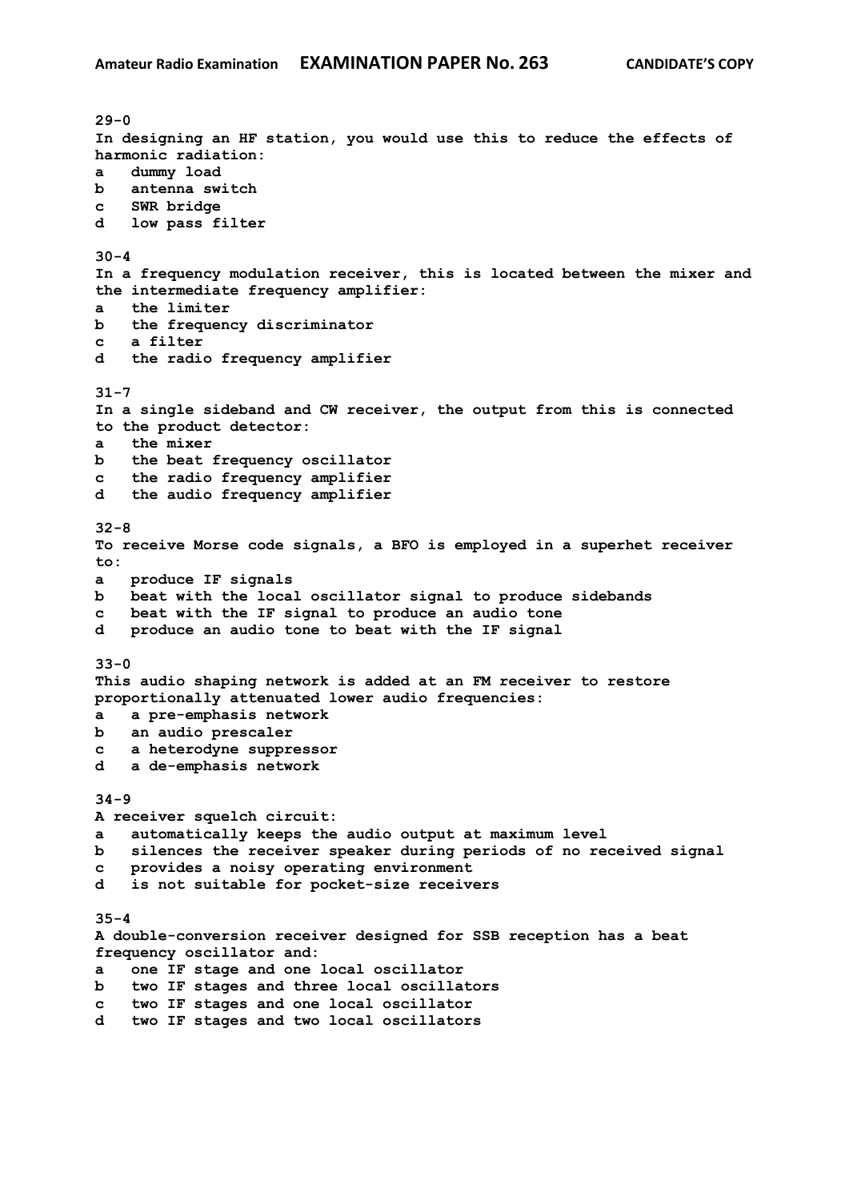**29-0**
**In designing an HF station, you would use this to reduce the effects of harmonic radiation:**
**a dummy load**
**b antenna switch**
**c SWR bridge**
**d low pass filter**

**30-4**
**In a frequency modulation receiver, this is located between the mixer and the intermediate frequency amplifier:**
**a the limiter**
**b the frequency discriminator**
**c a filter**
**d the radio frequency amplifier**

**31-7**
**In a single sideband and CW receiver, the output from this is connected to the product detector:**
**a the mixer**
**b the beat frequency oscillator**
**c the radio frequency amplifier**
**d the audio frequency amplifier**

**32-8**
**To receive Morse code signals, a BFO is employed in a superhet receiver to:**
**a produce IF signals**
**b beat with the local oscillator signal to produce sidebands**
**c beat with the IF signal to produce an audio tone**
**d produce an audio tone to beat with the IF signal**

**33-0**
**This audio shaping network is added at an FM receiver to restore proportionally attenuated lower audio frequencies:**
**a a pre-emphasis network**
**b an audio prescaler**
**c a heterodyne suppressor**
**d a de-emphasis network**

**34-9**
**A receiver squelch circuit:**
**a automatically keeps the audio output at maximum level**
**b silences the receiver speaker during periods of no received signal**
**c provides a noisy operating environment**
**d is not suitable for pocket-size receivers**

**35-4**
**A double-conversion receiver designed for SSB reception has a beat frequency oscillator and:**
**a one IF stage and one local oscillator**
**b two IF stages and three local oscillators**
**c two IF stages and one local oscillator**
**d two IF stages and two local oscillators**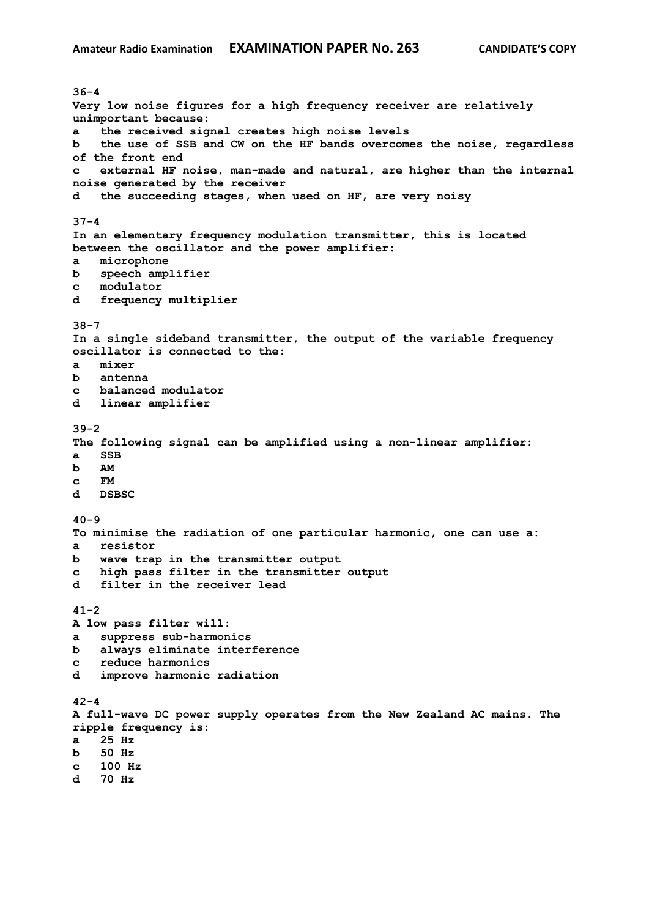**36-4**
**Very low noise figures for a high frequency receiver are relatively unimportant because:**
**a the received signal creates high noise levels**
**b the use of SSB and CW on the HF bands overcomes the noise, regardless of the front end**
**c external HF noise, man-made and natural, are higher than the internal noise generated by the receiver**
**d the succeeding stages, when used on HF, are very noisy**

**37-4**
**In an elementary frequency modulation transmitter, this is located between the oscillator and the power amplifier:**
**a microphone**
**b speech amplifier**
**c modulator**
**d frequency multiplier**

**38-7**
**In a single sideband transmitter, the output of the variable frequency oscillator is connected to the:**
**a mixer**
**b antenna**
**c balanced modulator**
**d linear amplifier**

**39-2**
**The following signal can be amplified using a non-linear amplifier:**
**a SSB**
**b AM**
**c FM**
**d DSBSC**

**40-9**
**To minimise the radiation of one particular harmonic, one can use a:**
**a resistor**
**b wave trap in the transmitter output**
**c high pass filter in the transmitter output**
**d filter in the receiver lead**

**41-2**
**A low pass filter will:**
**a suppress sub-harmonics**
**b always eliminate interference**
**c reduce harmonics**
**d improve harmonic radiation**

**42-4**
**A full-wave DC power supply operates from the New Zealand AC mains. The ripple frequency is:**
**a 25 Hz**
**b 50 Hz**
**c 100 Hz**
**d 70 Hz**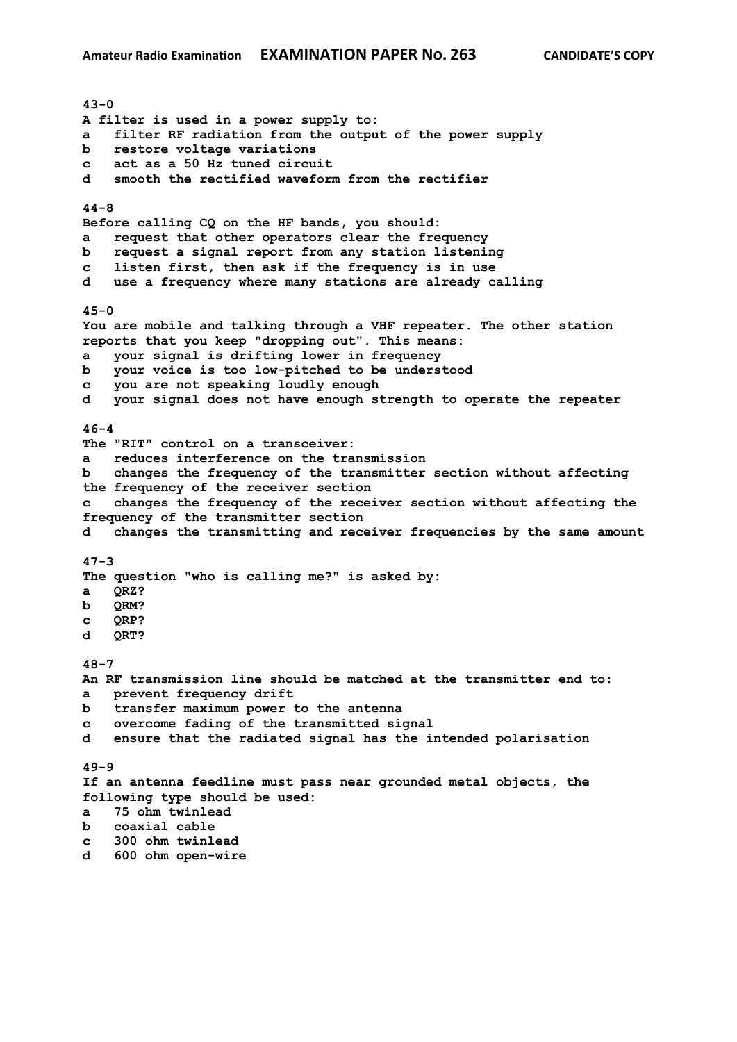**43-0**
**A filter is used in a power supply to:**
**a   filter RF radiation from the output of the power supply**
**b   restore voltage variations**
**c   act as a 50 Hz tuned circuit**
**d   smooth the rectified waveform from the rectifier**

**44-8**
**Before calling CQ on the HF bands, you should:**
**a   request that other operators clear the frequency**
**b   request a signal report from any station listening**
**c   listen first, then ask if the frequency is in use**
**d   use a frequency where many stations are already calling**

**45-0**
**You are mobile and talking through a VHF repeater. The other station reports that you keep "dropping out". This means:**
**a   your signal is drifting lower in frequency**
**b   your voice is too low-pitched to be understood**
**c   you are not speaking loudly enough**
**d   your signal does not have enough strength to operate the repeater**

**46-4**
**The "RIT" control on a transceiver:**
**a   reduces interference on the transmission**
**b   changes the frequency of the transmitter section without affecting the frequency of the receiver section**
**c   changes the frequency of the receiver section without affecting the frequency of the transmitter section**
**d   changes the transmitting and receiver frequencies by the same amount**

**47-3**
**The question "who is calling me?" is asked by:**
**a   QRZ?**
**b   QRM?**
**c   QRP?**
**d   QRT?**

**48-7**
**An RF transmission line should be matched at the transmitter end to:**
**a   prevent frequency drift**
**b   transfer maximum power to the antenna**
**c   overcome fading of the transmitted signal**
**d   ensure that the radiated signal has the intended polarisation**

**49-9**
**If an antenna feedline must pass near grounded metal objects, the following type should be used:**
**a   75 ohm twinlead**
**b   coaxial cable**
**c   300 ohm twinlead**
**d   600 ohm open-wire**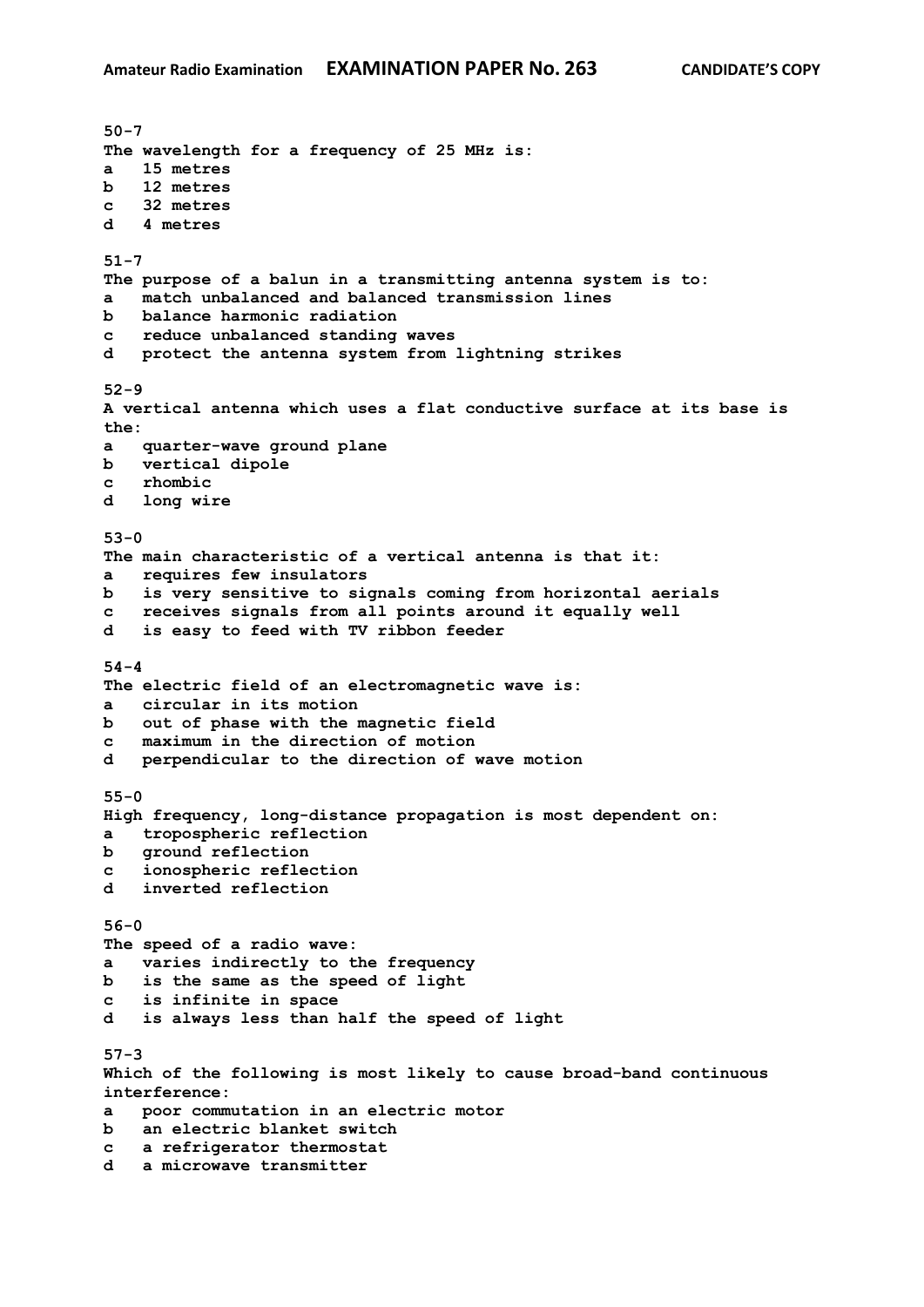**50-7**
**The wavelength for a frequency of 25 MHz is:**
**a 15 metres**
**b 12 metres**
**c 32 metres**
**d 4 metres**

**51-7**
**The purpose of a balun in a transmitting antenna system is to:**
**a match unbalanced and balanced transmission lines**
**b balance harmonic radiation**
**c reduce unbalanced standing waves**
**d protect the antenna system from lightning strikes**

**52-9**
**A vertical antenna which uses a flat conductive surface at its base is the:**
**a quarter-wave ground plane**
**b vertical dipole**
**c rhombic**
**d long wire**

**53-0**
**The main characteristic of a vertical antenna is that it:**
**a requires few insulators**
**b is very sensitive to signals coming from horizontal aerials**
**c receives signals from all points around it equally well**
**d is easy to feed with TV ribbon feeder**

**54-4**
**The electric field of an electromagnetic wave is:**
**a circular in its motion**
**b out of phase with the magnetic field**
**c maximum in the direction of motion**
**d perpendicular to the direction of wave motion**

**55-0**
**High frequency, long-distance propagation is most dependent on:**
**a tropospheric reflection**
**b ground reflection**
**c ionospheric reflection**
**d inverted reflection**

**56-0**
**The speed of a radio wave:**
**a varies indirectly to the frequency**
**b is the same as the speed of light**
**c is infinite in space**
**d is always less than half the speed of light**

**57-3**
**Which of the following is most likely to cause broad-band continuous interference:**
**a poor commutation in an electric motor**
**b an electric blanket switch**
**c a refrigerator thermostat**
**d a microwave transmitter**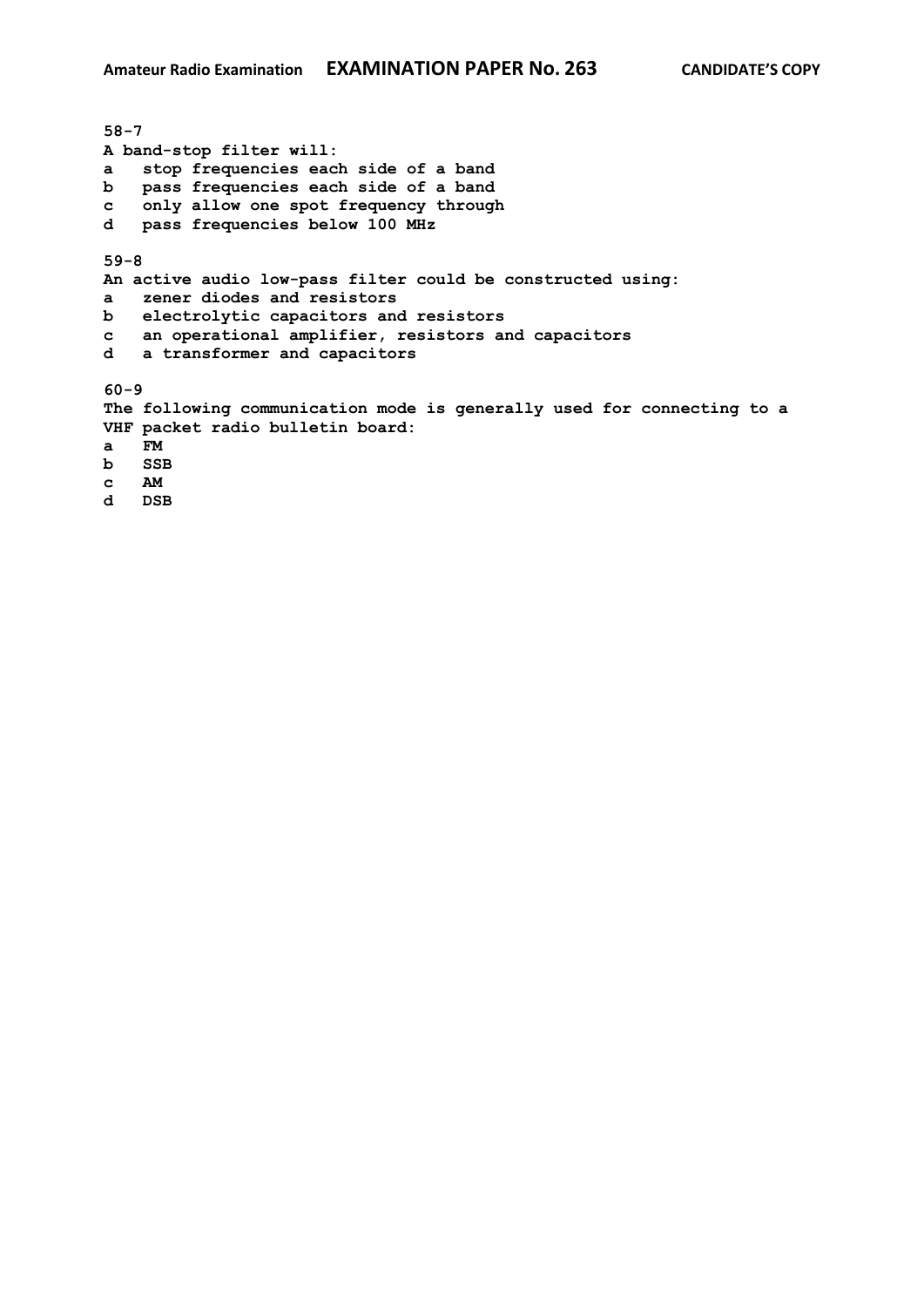**58-7**
**A band-stop filter will:**
**a stop frequencies each side of a band**
**b pass frequencies each side of a band**
**c only allow one spot frequency through**
**d pass frequencies below 100 MHz**

**59-8**
**An active audio low-pass filter could be constructed using:**
**a zener diodes and resistors**
**b electrolytic capacitors and resistors**
**c an operational amplifier, resistors and capacitors**
**d a transformer and capacitors**

**60-9**
**The following communication mode is generally used for connecting to a VHF packet radio bulletin board:**
**a FM**
**b SSB**
**c AM**
**d DSB**